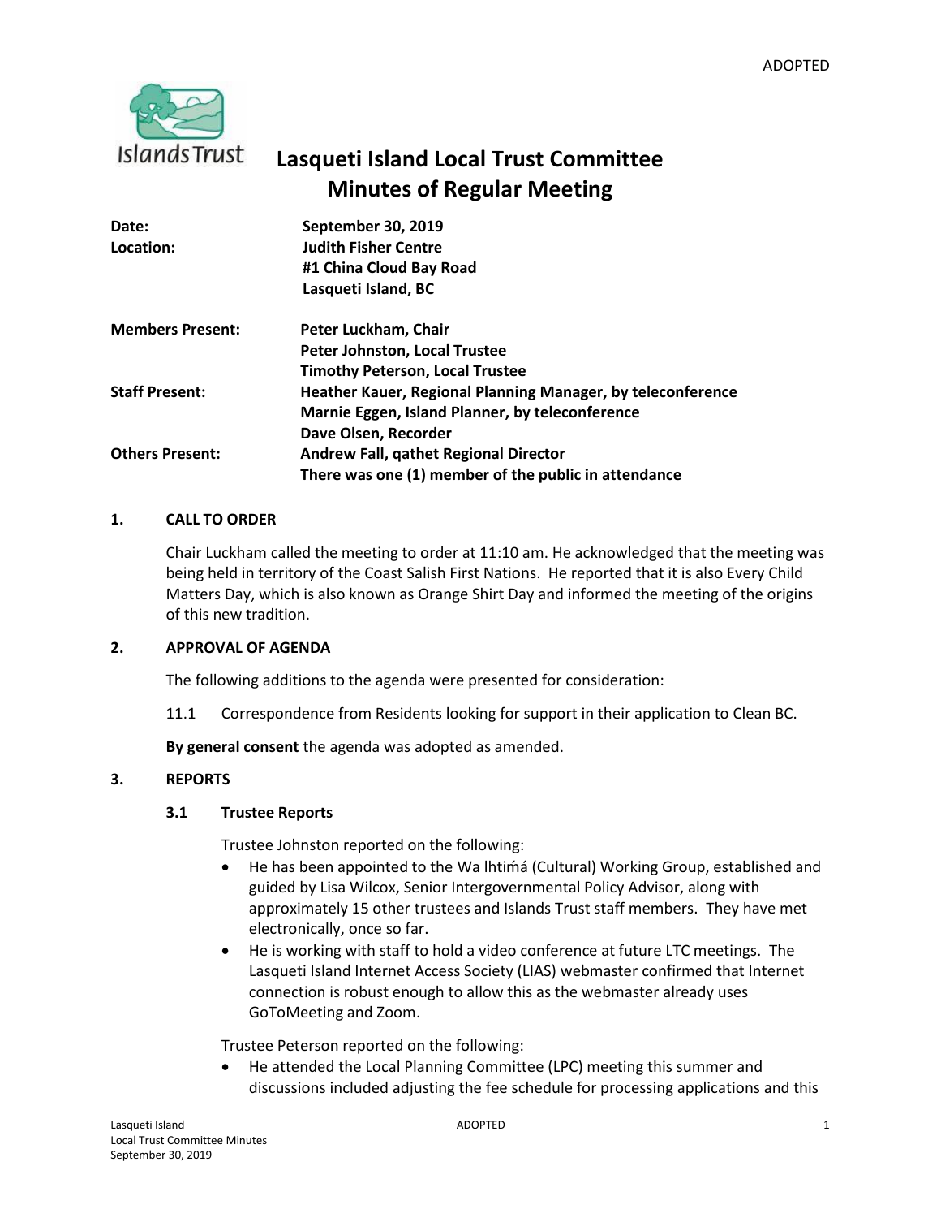ADOPTED

# Lasqueti Island Local Trust Committee
# Minutes of Regular Meeting

| | |
|---|---|
| **Date:** | **September 30, 2019** |
| **Location:** | **Judith Fisher Centre** |
| | **#1 China Cloud Bay Road** |
| | **Lasqueti Island, BC** |
| **Members Present:** | **Peter Luckham, Chair** |
| | **Peter Johnston, Local Trustee** |
| | **Timothy Peterson, Local Trustee** |
| **Staff Present:** | **Heather Kauer, Regional Planning Manager, by teleconference** |
| | **Marnie Eggen, Island Planner, by teleconference** |
| | **Dave Olsen, Recorder** |
| **Others Present:** | **Andrew Fall, qathet Regional Director** |
| | **There was one (1) member of the public in attendance** |

## 1. CALL TO ORDER

Chair Luckham called the meeting to order at 11:10 am. He acknowledged that the meeting was being held in territory of the Coast Salish First Nations. He reported that it is also Every Child Matters Day, which is also known as Orange Shirt Day and informed the meeting of the origins of this new tradition.

## 2. APPROVAL OF AGENDA

The following additions to the agenda were presented for consideration:

11.1 Correspondence from Residents looking for support in their application to Clean BC.

**By general consent** the agenda was adopted as amended.

## 3. REPORTS

### 3.1 Trustee Reports

Trustee Johnston reported on the following:

- He has been appointed to the Wa lhtiḿá (Cultural) Working Group, established and guided by Lisa Wilcox, Senior Intergovernmental Policy Advisor, along with approximately 15 other trustees and Islands Trust staff members. They have met electronically, once so far.
- He is working with staff to hold a video conference at future LTC meetings. The Lasqueti Island Internet Access Society (LIAS) webmaster confirmed that Internet connection is robust enough to allow this as the webmaster already uses GoToMeeting and Zoom.

Trustee Peterson reported on the following:

- He attended the Local Planning Committee (LPC) meeting this summer and discussions included adjusting the fee schedule for processing applications and this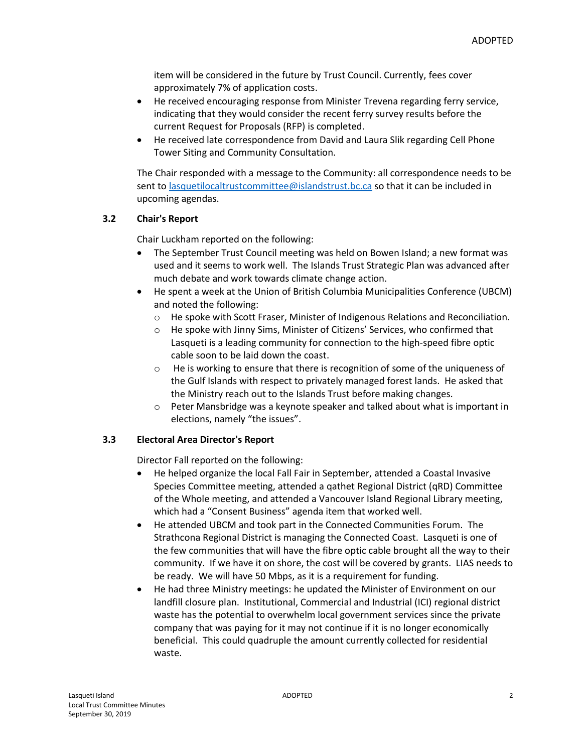item will be considered in the future by Trust Council. Currently, fees cover approximately 7% of application costs.

- He received encouraging response from Minister Trevena regarding ferry service, indicating that they would consider the recent ferry survey results before the current Request for Proposals (RFP) is completed.
- He received late correspondence from David and Laura Slik regarding Cell Phone Tower Siting and Community Consultation.

The Chair responded with a message to the Community: all correspondence needs to be sent to lasquetilocaltrustcommittee@islandstrust.bc.ca so that it can be included in upcoming agendas.

### 3.2 Chair's Report

Chair Luckham reported on the following:

- The September Trust Council meeting was held on Bowen Island; a new format was used and it seems to work well. The Islands Trust Strategic Plan was advanced after much debate and work towards climate change action.
- He spent a week at the Union of British Columbia Municipalities Conference (UBCM) and noted the following:
  - He spoke with Scott Fraser, Minister of Indigenous Relations and Reconciliation.
  - He spoke with Jinny Sims, Minister of Citizens' Services, who confirmed that Lasqueti is a leading community for connection to the high-speed fibre optic cable soon to be laid down the coast.
  - He is working to ensure that there is recognition of some of the uniqueness of the Gulf Islands with respect to privately managed forest lands. He asked that the Ministry reach out to the Islands Trust before making changes.
  - Peter Mansbridge was a keynote speaker and talked about what is important in elections, namely "the issues".

### 3.3 Electoral Area Director's Report

Director Fall reported on the following:

- He helped organize the local Fall Fair in September, attended a Coastal Invasive Species Committee meeting, attended a qathet Regional District (qRD) Committee of the Whole meeting, and attended a Vancouver Island Regional Library meeting, which had a "Consent Business" agenda item that worked well.
- He attended UBCM and took part in the Connected Communities Forum. The Strathcona Regional District is managing the Connected Coast. Lasqueti is one of the few communities that will have the fibre optic cable brought all the way to their community. If we have it on shore, the cost will be covered by grants. LIAS needs to be ready. We will have 50 Mbps, as it is a requirement for funding.
- He had three Ministry meetings: he updated the Minister of Environment on our landfill closure plan. Institutional, Commercial and Industrial (ICI) regional district waste has the potential to overwhelm local government services since the private company that was paying for it may not continue if it is no longer economically beneficial. This could quadruple the amount currently collected for residential waste.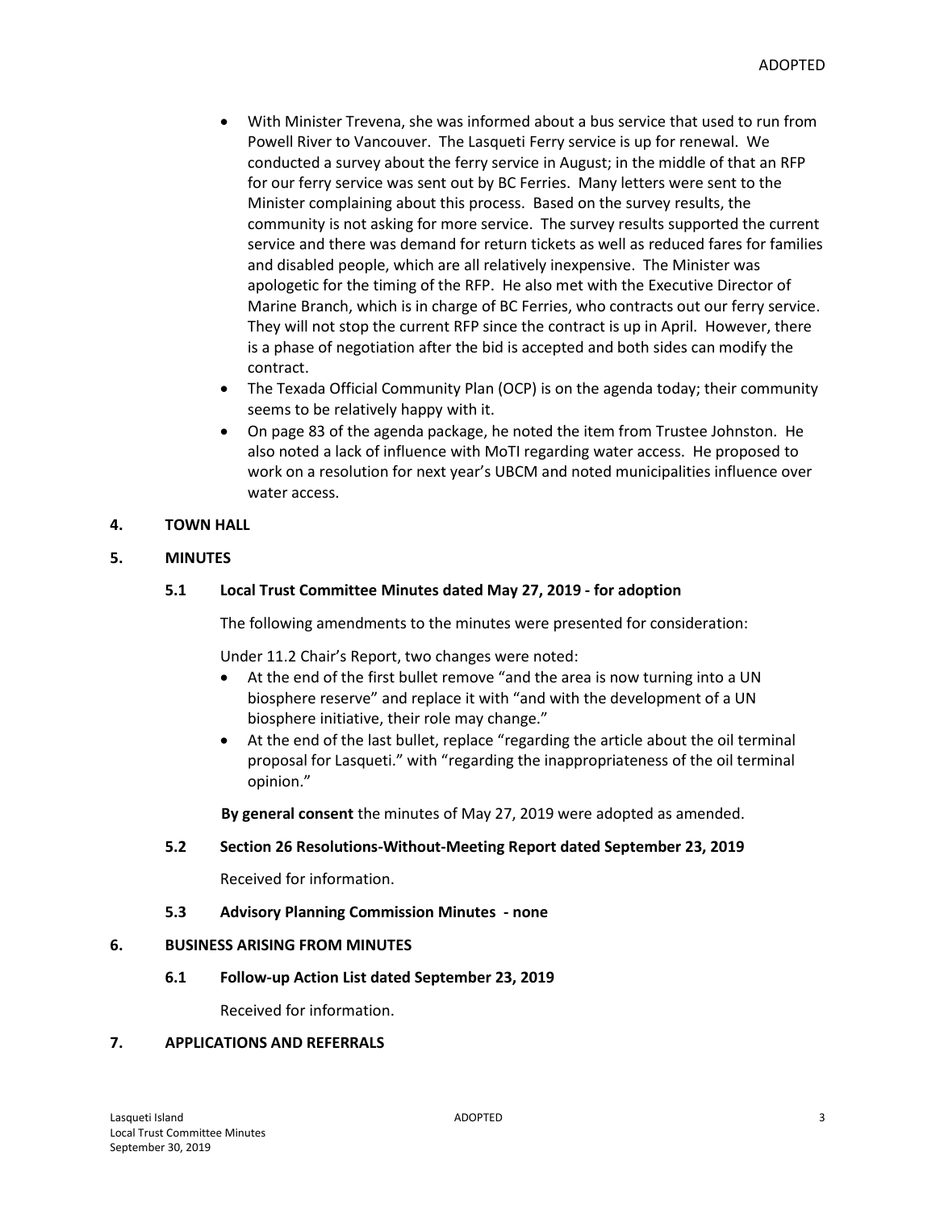- With Minister Trevena, she was informed about a bus service that used to run from Powell River to Vancouver. The Lasqueti Ferry service is up for renewal. We conducted a survey about the ferry service in August; in the middle of that an RFP for our ferry service was sent out by BC Ferries. Many letters were sent to the Minister complaining about this process. Based on the survey results, the community is not asking for more service. The survey results supported the current service and there was demand for return tickets as well as reduced fares for families and disabled people, which are all relatively inexpensive. The Minister was apologetic for the timing of the RFP. He also met with the Executive Director of Marine Branch, which is in charge of BC Ferries, who contracts out our ferry service. They will not stop the current RFP since the contract is up in April. However, there is a phase of negotiation after the bid is accepted and both sides can modify the contract.
- The Texada Official Community Plan (OCP) is on the agenda today; their community seems to be relatively happy with it.
- On page 83 of the agenda package, he noted the item from Trustee Johnston. He also noted a lack of influence with MoTI regarding water access. He proposed to work on a resolution for next year's UBCM and noted municipalities influence over water access.

## 4. TOWN HALL

## 5. MINUTES

### 5.1 Local Trust Committee Minutes dated May 27, 2019 - for adoption

The following amendments to the minutes were presented for consideration:

Under 11.2 Chair's Report, two changes were noted:

- At the end of the first bullet remove "and the area is now turning into a UN biosphere reserve" and replace it with "and with the development of a UN biosphere initiative, their role may change."
- At the end of the last bullet, replace "regarding the article about the oil terminal proposal for Lasqueti." with "regarding the inappropriateness of the oil terminal opinion."

**By general consent** the minutes of May 27, 2019 were adopted as amended.

### 5.2 Section 26 Resolutions-Without-Meeting Report dated September 23, 2019

Received for information.

### 5.3 Advisory Planning Commission Minutes - none

## 6. BUSINESS ARISING FROM MINUTES

### 6.1 Follow-up Action List dated September 23, 2019

Received for information.

## 7. APPLICATIONS AND REFERRALS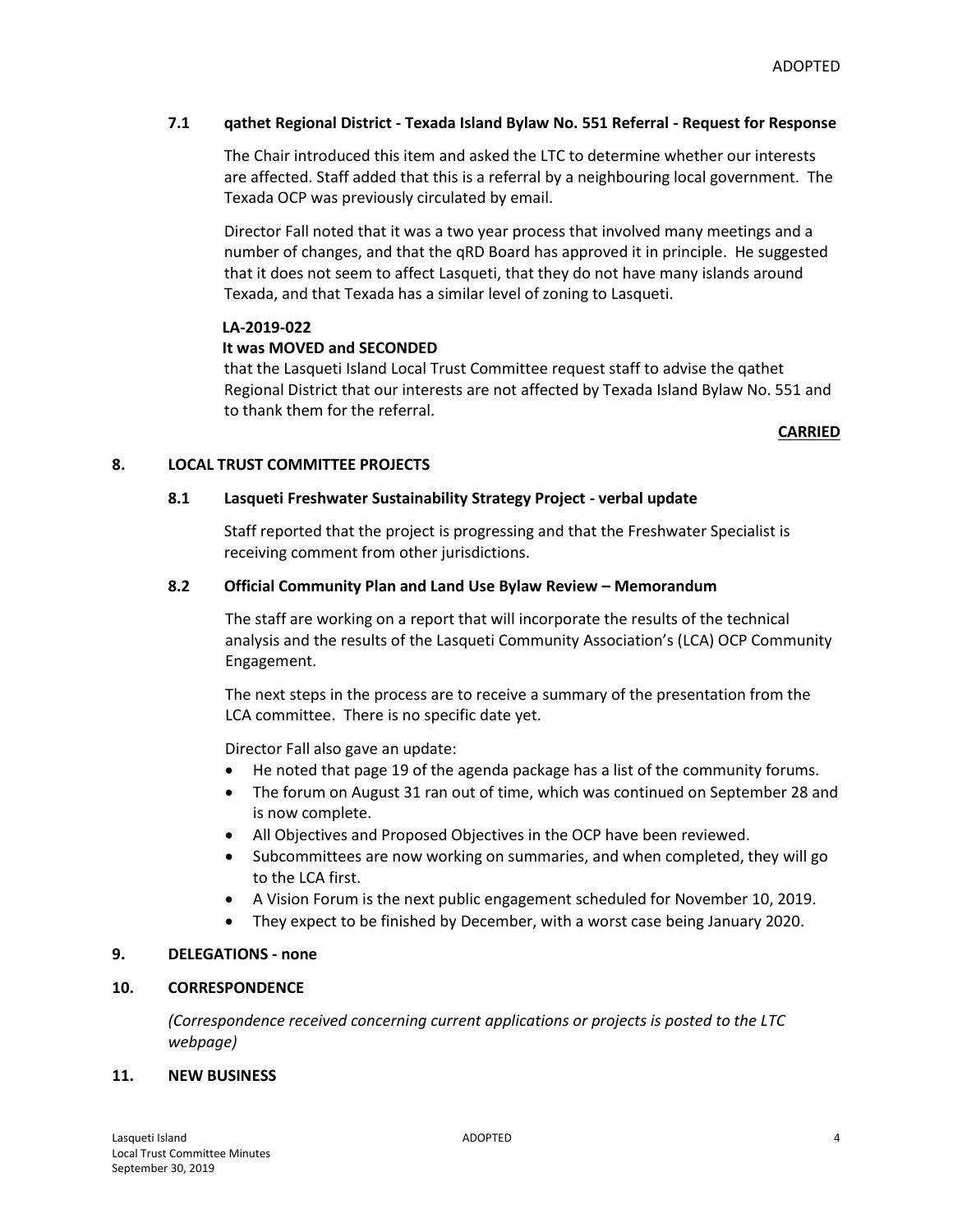### 7.1 qathet Regional District - Texada Island Bylaw No. 551 Referral - Request for Response

The Chair introduced this item and asked the LTC to determine whether our interests are affected. Staff added that this is a referral by a neighbouring local government. The Texada OCP was previously circulated by email.

Director Fall noted that it was a two year process that involved many meetings and a number of changes, and that the qRD Board has approved it in principle. He suggested that it does not seem to affect Lasqueti, that they do not have many islands around Texada, and that Texada has a similar level of zoning to Lasqueti.

**LA-2019-022**

**It was MOVED and SECONDED**

that the Lasqueti Island Local Trust Committee request staff to advise the qathet Regional District that our interests are not affected by Texada Island Bylaw No. 551 and to thank them for the referral.

**CARRIED**

## 8. LOCAL TRUST COMMITTEE PROJECTS

### 8.1 Lasqueti Freshwater Sustainability Strategy Project - verbal update

Staff reported that the project is progressing and that the Freshwater Specialist is receiving comment from other jurisdictions.

### 8.2 Official Community Plan and Land Use Bylaw Review – Memorandum

The staff are working on a report that will incorporate the results of the technical analysis and the results of the Lasqueti Community Association's (LCA) OCP Community Engagement.

The next steps in the process are to receive a summary of the presentation from the LCA committee. There is no specific date yet.

Director Fall also gave an update:

- He noted that page 19 of the agenda package has a list of the community forums.
- The forum on August 31 ran out of time, which was continued on September 28 and is now complete.
- All Objectives and Proposed Objectives in the OCP have been reviewed.
- Subcommittees are now working on summaries, and when completed, they will go to the LCA first.
- A Vision Forum is the next public engagement scheduled for November 10, 2019.
- They expect to be finished by December, with a worst case being January 2020.

## 9. DELEGATIONS - none

## 10. CORRESPONDENCE

*(Correspondence received concerning current applications or projects is posted to the LTC webpage)*

## 11. NEW BUSINESS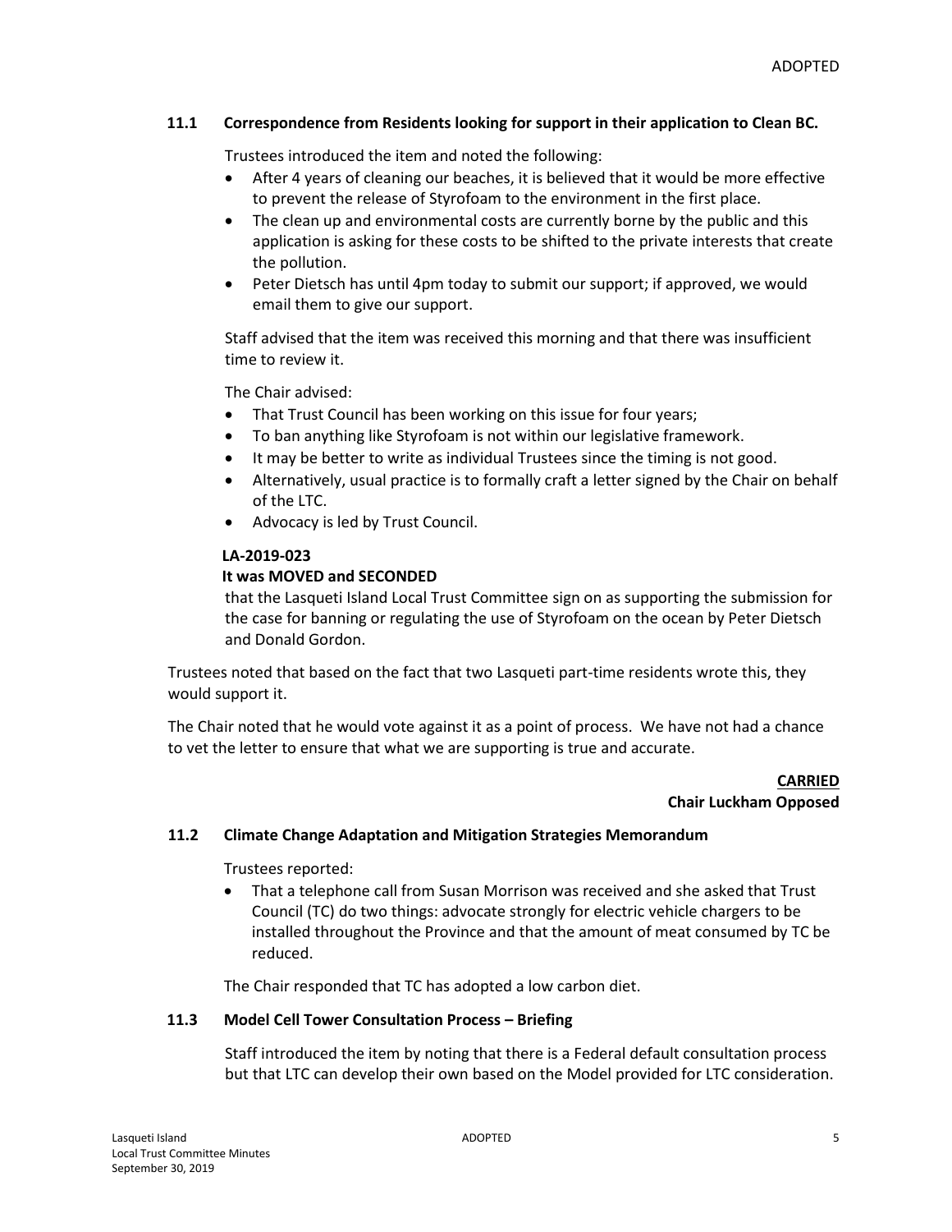### 11.1 Correspondence from Residents looking for support in their application to Clean BC.

Trustees introduced the item and noted the following:

- After 4 years of cleaning our beaches, it is believed that it would be more effective to prevent the release of Styrofoam to the environment in the first place.
- The clean up and environmental costs are currently borne by the public and this application is asking for these costs to be shifted to the private interests that create the pollution.
- Peter Dietsch has until 4pm today to submit our support; if approved, we would email them to give our support.

Staff advised that the item was received this morning and that there was insufficient time to review it.

The Chair advised:

- That Trust Council has been working on this issue for four years;
- To ban anything like Styrofoam is not within our legislative framework.
- It may be better to write as individual Trustees since the timing is not good.
- Alternatively, usual practice is to formally craft a letter signed by the Chair on behalf of the LTC.
- Advocacy is led by Trust Council.

**LA-2019-023**
**It was MOVED and SECONDED**
that the Lasqueti Island Local Trust Committee sign on as supporting the submission for the case for banning or regulating the use of Styrofoam on the ocean by Peter Dietsch and Donald Gordon.

Trustees noted that based on the fact that two Lasqueti part-time residents wrote this, they would support it.

The Chair noted that he would vote against it as a point of process. We have not had a chance to vet the letter to ensure that what we are supporting is true and accurate.

**CARRIED**
**Chair Luckham Opposed**

### 11.2 Climate Change Adaptation and Mitigation Strategies Memorandum

Trustees reported:

- That a telephone call from Susan Morrison was received and she asked that Trust Council (TC) do two things: advocate strongly for electric vehicle chargers to be installed throughout the Province and that the amount of meat consumed by TC be reduced.

The Chair responded that TC has adopted a low carbon diet.

### 11.3 Model Cell Tower Consultation Process – Briefing

Staff introduced the item by noting that there is a Federal default consultation process but that LTC can develop their own based on the Model provided for LTC consideration.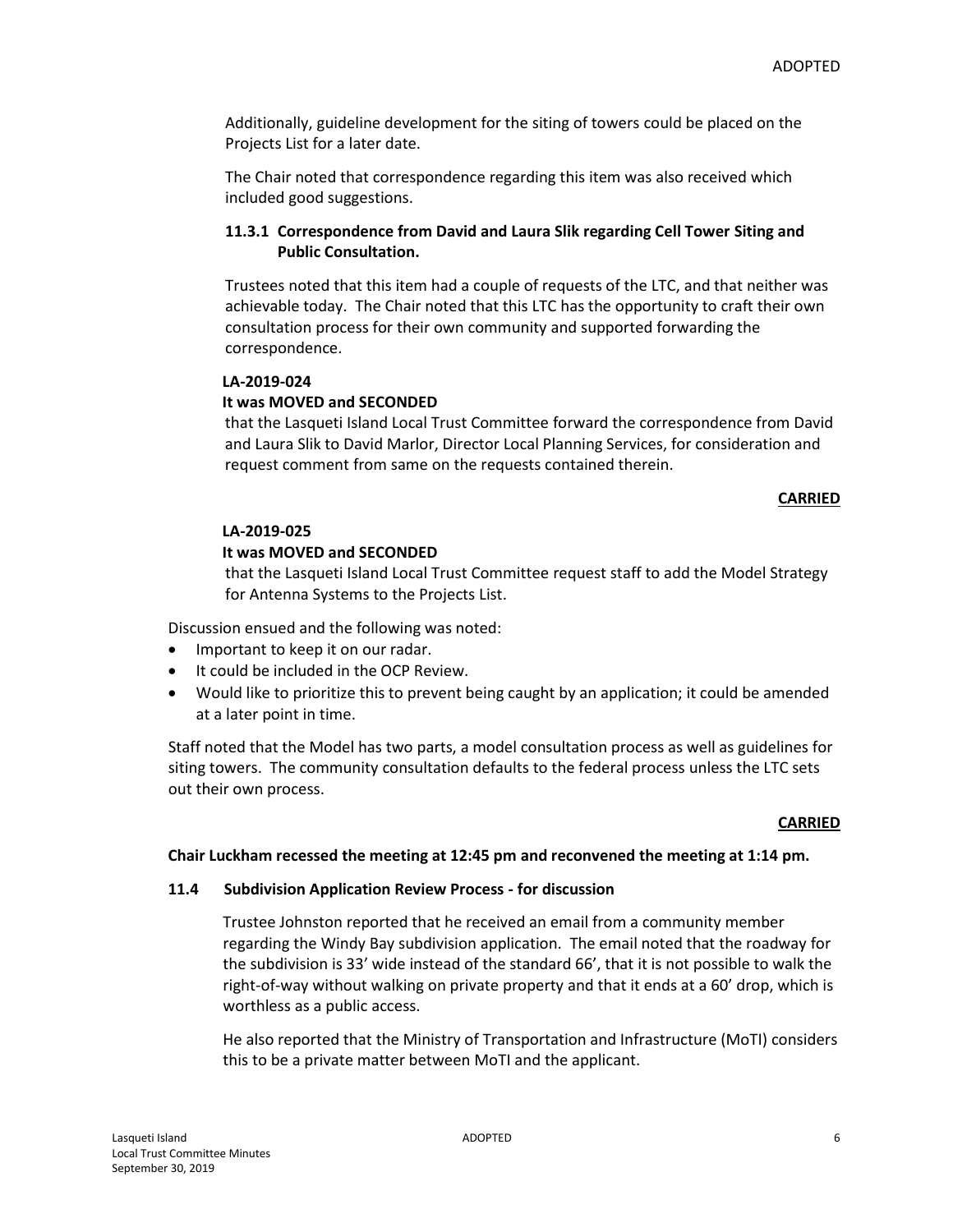Additionally, guideline development for the siting of towers could be placed on the Projects List for a later date.

The Chair noted that correspondence regarding this item was also received which included good suggestions.

### 11.3.1 Correspondence from David and Laura Slik regarding Cell Tower Siting and Public Consultation.

Trustees noted that this item had a couple of requests of the LTC, and that neither was achievable today. The Chair noted that this LTC has the opportunity to craft their own consultation process for their own community and supported forwarding the correspondence.

**LA-2019-024**
**It was MOVED and SECONDED**
that the Lasqueti Island Local Trust Committee forward the correspondence from David and Laura Slik to David Marlor, Director Local Planning Services, for consideration and request comment from same on the requests contained therein.

**CARRIED**

**LA-2019-025**
**It was MOVED and SECONDED**
that the Lasqueti Island Local Trust Committee request staff to add the Model Strategy for Antenna Systems to the Projects List.

Discussion ensued and the following was noted:

- Important to keep it on our radar.
- It could be included in the OCP Review.
- Would like to prioritize this to prevent being caught by an application; it could be amended at a later point in time.

Staff noted that the Model has two parts, a model consultation process as well as guidelines for siting towers. The community consultation defaults to the federal process unless the LTC sets out their own process.

**CARRIED**

**Chair Luckham recessed the meeting at 12:45 pm and reconvened the meeting at 1:14 pm.**

### 11.4 Subdivision Application Review Process - for discussion

Trustee Johnston reported that he received an email from a community member regarding the Windy Bay subdivision application. The email noted that the roadway for the subdivision is 33' wide instead of the standard 66', that it is not possible to walk the right-of-way without walking on private property and that it ends at a 60' drop, which is worthless as a public access.

He also reported that the Ministry of Transportation and Infrastructure (MoTI) considers this to be a private matter between MoTI and the applicant.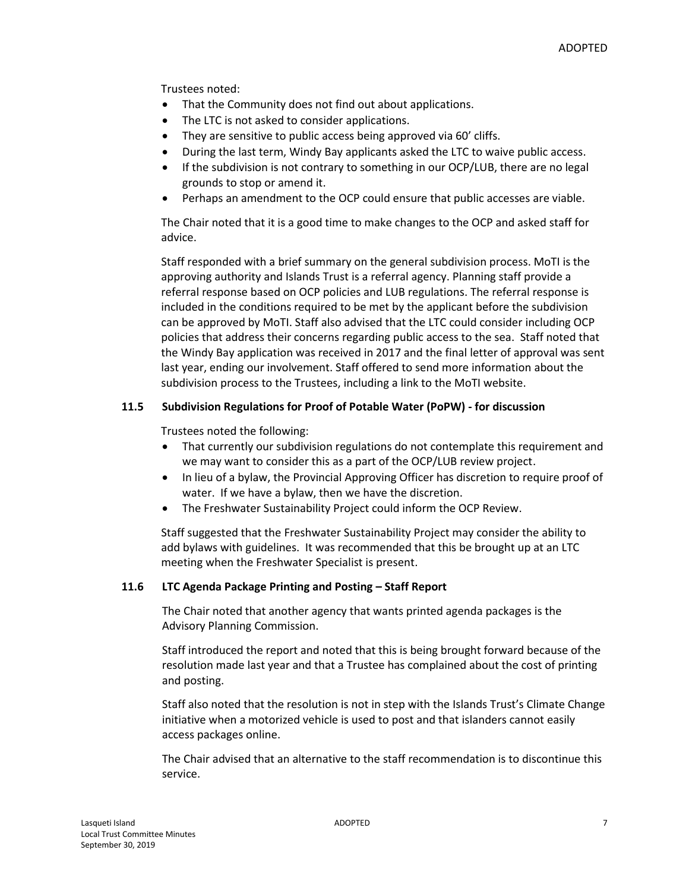Trustees noted:

- That the Community does not find out about applications.
- The LTC is not asked to consider applications.
- They are sensitive to public access being approved via 60' cliffs.
- During the last term, Windy Bay applicants asked the LTC to waive public access.
- If the subdivision is not contrary to something in our OCP/LUB, there are no legal grounds to stop or amend it.
- Perhaps an amendment to the OCP could ensure that public accesses are viable.

The Chair noted that it is a good time to make changes to the OCP and asked staff for advice.

Staff responded with a brief summary on the general subdivision process. MoTI is the approving authority and Islands Trust is a referral agency. Planning staff provide a referral response based on OCP policies and LUB regulations. The referral response is included in the conditions required to be met by the applicant before the subdivision can be approved by MoTI. Staff also advised that the LTC could consider including OCP policies that address their concerns regarding public access to the sea. Staff noted that the Windy Bay application was received in 2017 and the final letter of approval was sent last year, ending our involvement. Staff offered to send more information about the subdivision process to the Trustees, including a link to the MoTI website.

### 11.5 Subdivision Regulations for Proof of Potable Water (PoPW) - for discussion

Trustees noted the following:

- That currently our subdivision regulations do not contemplate this requirement and we may want to consider this as a part of the OCP/LUB review project.
- In lieu of a bylaw, the Provincial Approving Officer has discretion to require proof of water. If we have a bylaw, then we have the discretion.
- The Freshwater Sustainability Project could inform the OCP Review.

Staff suggested that the Freshwater Sustainability Project may consider the ability to add bylaws with guidelines. It was recommended that this be brought up at an LTC meeting when the Freshwater Specialist is present.

### 11.6 LTC Agenda Package Printing and Posting – Staff Report

The Chair noted that another agency that wants printed agenda packages is the Advisory Planning Commission.

Staff introduced the report and noted that this is being brought forward because of the resolution made last year and that a Trustee has complained about the cost of printing and posting.

Staff also noted that the resolution is not in step with the Islands Trust's Climate Change initiative when a motorized vehicle is used to post and that islanders cannot easily access packages online.

The Chair advised that an alternative to the staff recommendation is to discontinue this service.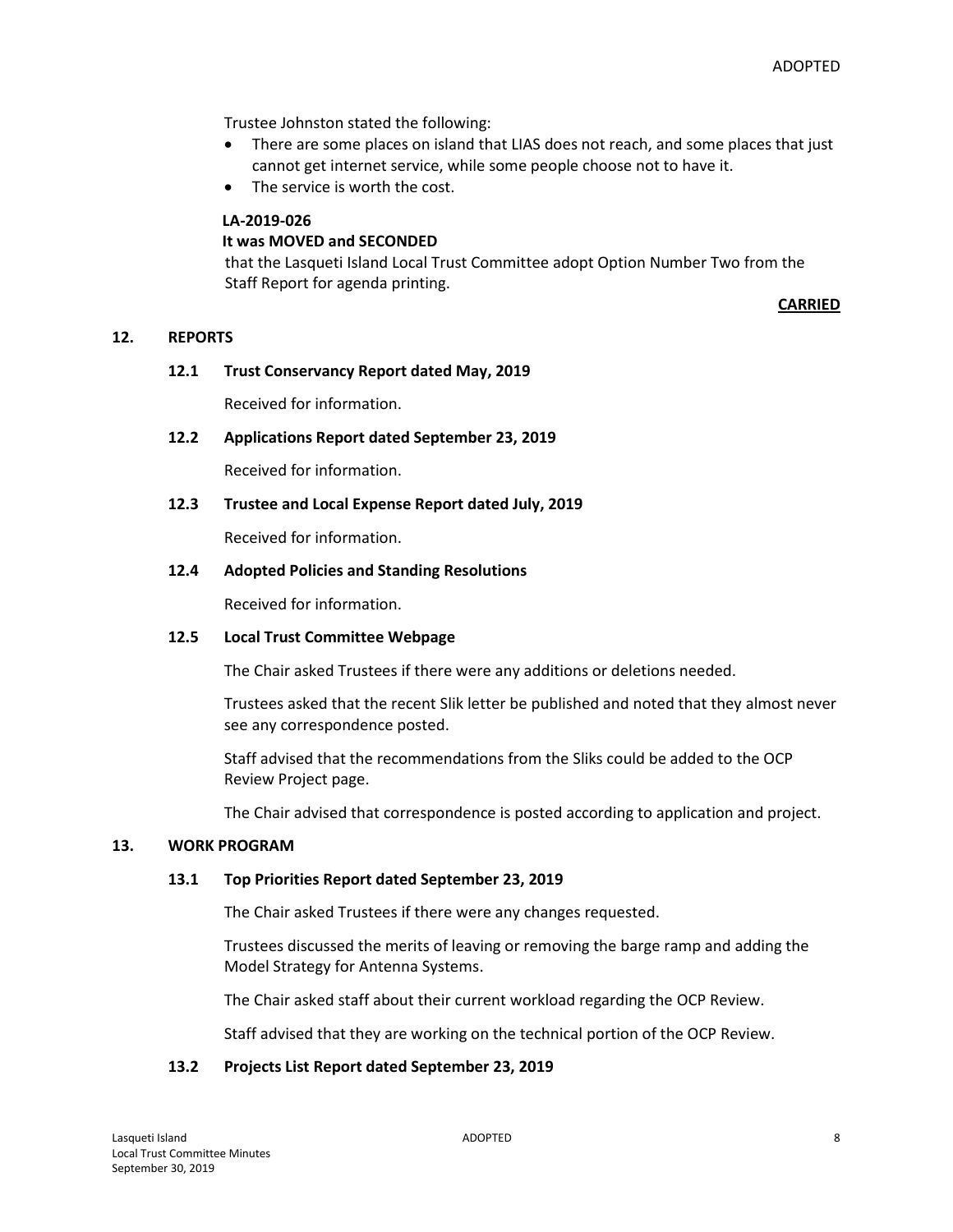Trustee Johnston stated the following:

- There are some places on island that LIAS does not reach, and some places that just cannot get internet service, while some people choose not to have it.
- The service is worth the cost.

**LA-2019-026**
**It was MOVED and SECONDED**
that the Lasqueti Island Local Trust Committee adopt Option Number Two from the Staff Report for agenda printing.

**CARRIED**

## 12. REPORTS

### 12.1 Trust Conservancy Report dated May, 2019

Received for information.

### 12.2 Applications Report dated September 23, 2019

Received for information.

### 12.3 Trustee and Local Expense Report dated July, 2019

Received for information.

### 12.4 Adopted Policies and Standing Resolutions

Received for information.

### 12.5 Local Trust Committee Webpage

The Chair asked Trustees if there were any additions or deletions needed.

Trustees asked that the recent Slik letter be published and noted that they almost never see any correspondence posted.

Staff advised that the recommendations from the Sliks could be added to the OCP Review Project page.

The Chair advised that correspondence is posted according to application and project.

## 13. WORK PROGRAM

### 13.1 Top Priorities Report dated September 23, 2019

The Chair asked Trustees if there were any changes requested.

Trustees discussed the merits of leaving or removing the barge ramp and adding the Model Strategy for Antenna Systems.

The Chair asked staff about their current workload regarding the OCP Review.

Staff advised that they are working on the technical portion of the OCP Review.

### 13.2 Projects List Report dated September 23, 2019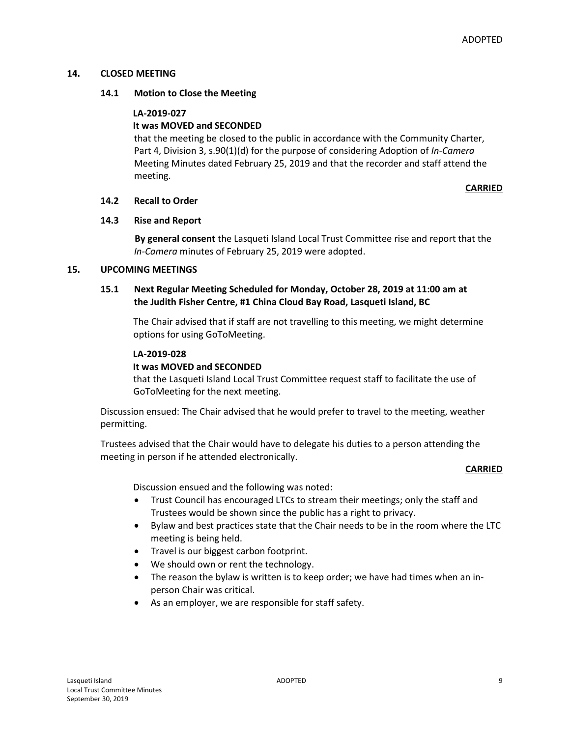## 14. CLOSED MEETING

### 14.1 Motion to Close the Meeting

**LA-2019-027**
**It was MOVED and SECONDED**
that the meeting be closed to the public in accordance with the Community Charter, Part 4, Division 3, s.90(1)(d) for the purpose of considering Adoption of *In-Camera* Meeting Minutes dated February 25, 2019 and that the recorder and staff attend the meeting.

**CARRIED**

### 14.2 Recall to Order

### 14.3 Rise and Report

**By general consent** the Lasqueti Island Local Trust Committee rise and report that the *In-Camera* minutes of February 25, 2019 were adopted.

## 15. UPCOMING MEETINGS

### 15.1 Next Regular Meeting Scheduled for Monday, October 28, 2019 at 11:00 am at the Judith Fisher Centre, #1 China Cloud Bay Road, Lasqueti Island, BC

The Chair advised that if staff are not travelling to this meeting, we might determine options for using GoToMeeting.

**LA-2019-028**
**It was MOVED and SECONDED**
that the Lasqueti Island Local Trust Committee request staff to facilitate the use of GoToMeeting for the next meeting.

Discussion ensued: The Chair advised that he would prefer to travel to the meeting, weather permitting.

Trustees advised that the Chair would have to delegate his duties to a person attending the meeting in person if he attended electronically.

**CARRIED**

Discussion ensued and the following was noted:

- Trust Council has encouraged LTCs to stream their meetings; only the staff and Trustees would be shown since the public has a right to privacy.
- Bylaw and best practices state that the Chair needs to be in the room where the LTC meeting is being held.
- Travel is our biggest carbon footprint.
- We should own or rent the technology.
- The reason the bylaw is written is to keep order; we have had times when an in-person Chair was critical.
- As an employer, we are responsible for staff safety.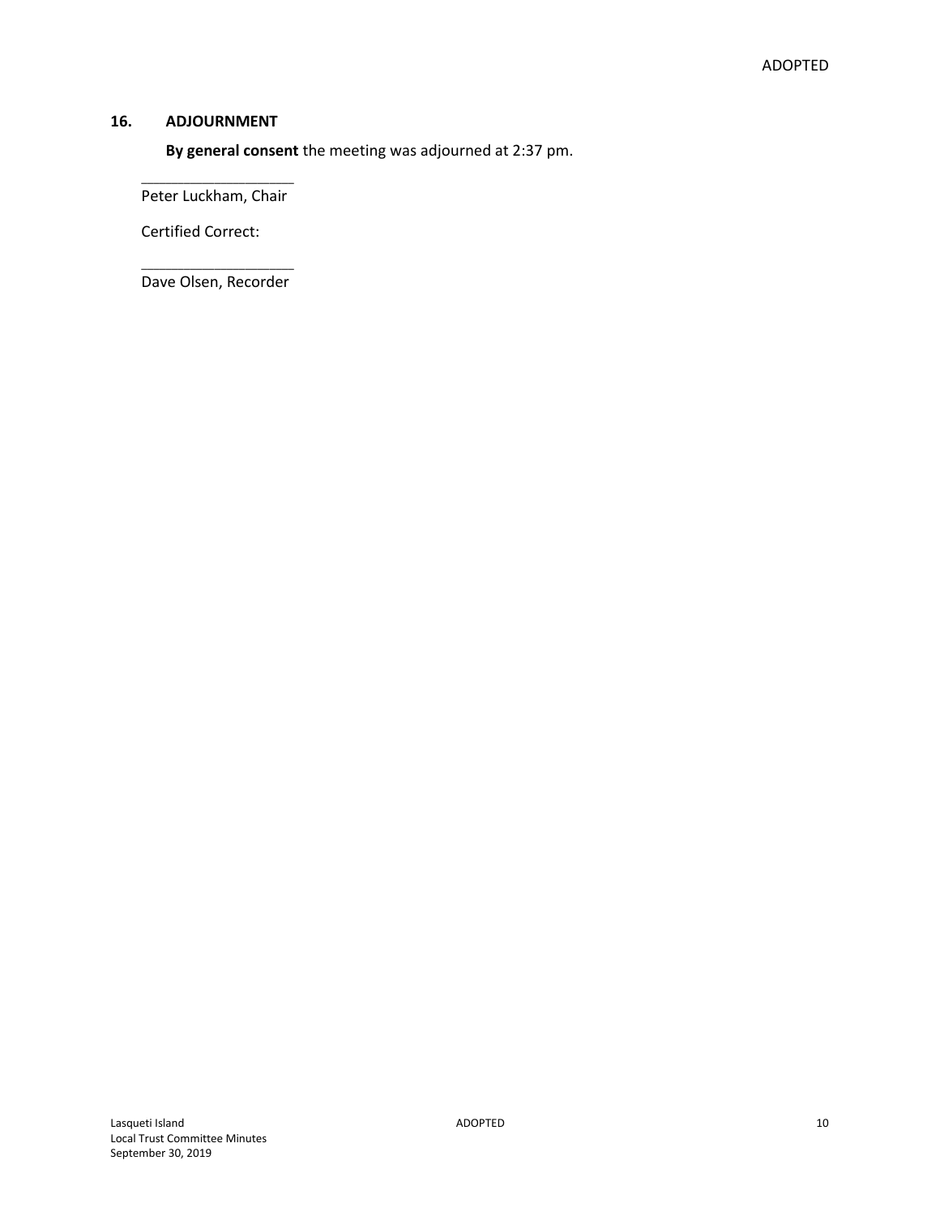## 16. ADJOURNMENT

**By general consent** the meeting was adjourned at 2:37 pm.

___________________

Peter Luckham, Chair

Certified Correct:

___________________

Dave Olsen, Recorder